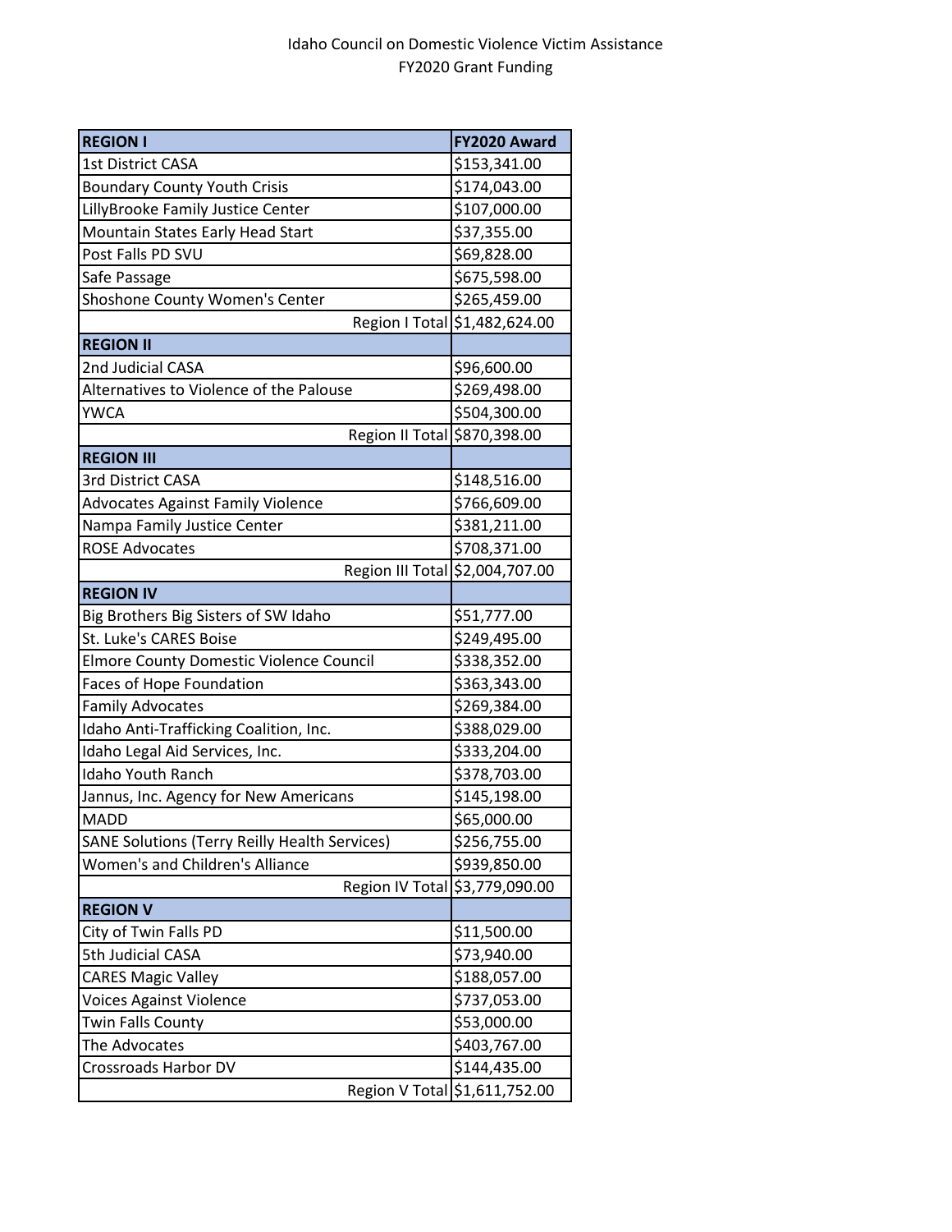# Idaho Council on Domestic Violence Victim Assistance

## FY2020 Grant Funding

| **REGION I** | **FY2020 Award** |
|---|---|
| 1st District CASA | $153,341.00 |
| Boundary County Youth Crisis | $174,043.00 |
| LillyBrooke Family Justice Center | $107,000.00 |
| Mountain States Early Head Start | $37,355.00 |
| Post Falls PD SVU | $69,828.00 |
| Safe Passage | $675,598.00 |
| Shoshone County Women's Center | $265,459.00 |
| Region I Total | $1,482,624.00 |
| **REGION II** | |
| 2nd Judicial CASA | $96,600.00 |
| Alternatives to Violence of the Palouse | $269,498.00 |
| YWCA | $504,300.00 |
| Region II Total | $870,398.00 |
| **REGION III** | |
| 3rd District CASA | $148,516.00 |
| Advocates Against Family Violence | $766,609.00 |
| Nampa Family Justice Center | $381,211.00 |
| ROSE Advocates | $708,371.00 |
| Region III Total | $2,004,707.00 |
| **REGION IV** | |
| Big Brothers Big Sisters of SW Idaho | $51,777.00 |
| St. Luke's CARES Boise | $249,495.00 |
| Elmore County Domestic Violence Council | $338,352.00 |
| Faces of Hope Foundation | $363,343.00 |
| Family Advocates | $269,384.00 |
| Idaho Anti-Trafficking Coalition, Inc. | $388,029.00 |
| Idaho Legal Aid Services, Inc. | $333,204.00 |
| Idaho Youth Ranch | $378,703.00 |
| Jannus, Inc. Agency for New Americans | $145,198.00 |
| MADD | $65,000.00 |
| SANE Solutions (Terry Reilly Health Services) | $256,755.00 |
| Women's and Children's Alliance | $939,850.00 |
| Region IV Total | $3,779,090.00 |
| **REGION V** | |
| City of Twin Falls PD | $11,500.00 |
| 5th Judicial CASA | $73,940.00 |
| CARES Magic Valley | $188,057.00 |
| Voices Against Violence | $737,053.00 |
| Twin Falls County | $53,000.00 |
| The Advocates | $403,767.00 |
| Crossroads Harbor DV | $144,435.00 |
| Region V Total | $1,611,752.00 |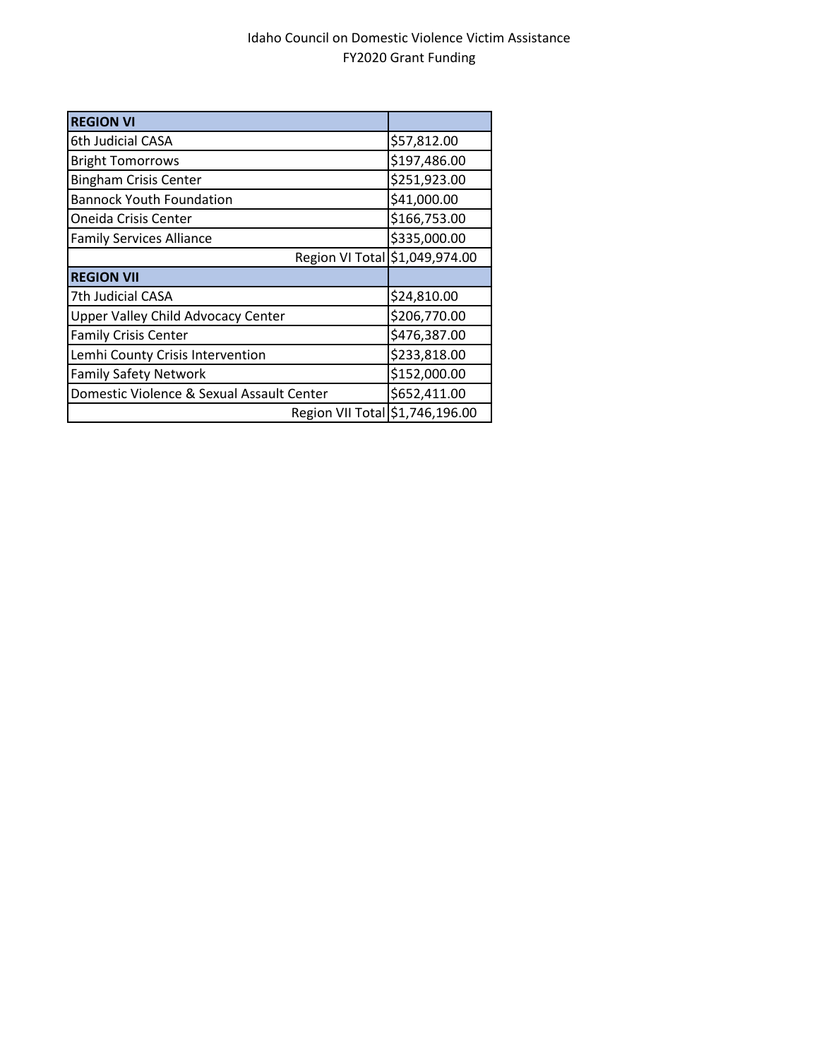Idaho Council on Domestic Violence Victim Assistance
FY2020 Grant Funding

| | |
|---|---|
| **REGION VI** | |
| 6th Judicial CASA | $57,812.00 |
| Bright Tomorrows | $197,486.00 |
| Bingham Crisis Center | $251,923.00 |
| Bannock Youth Foundation | $41,000.00 |
| Oneida Crisis Center | $166,753.00 |
| Family Services Alliance | $335,000.00 |
| Region VI Total | $1,049,974.00 |
| **REGION VII** | |
| 7th Judicial CASA | $24,810.00 |
| Upper Valley Child Advocacy Center | $206,770.00 |
| Family Crisis Center | $476,387.00 |
| Lemhi County Crisis Intervention | $233,818.00 |
| Family Safety Network | $152,000.00 |
| Domestic Violence & Sexual Assault Center | $652,411.00 |
| Region VII Total | $1,746,196.00 |